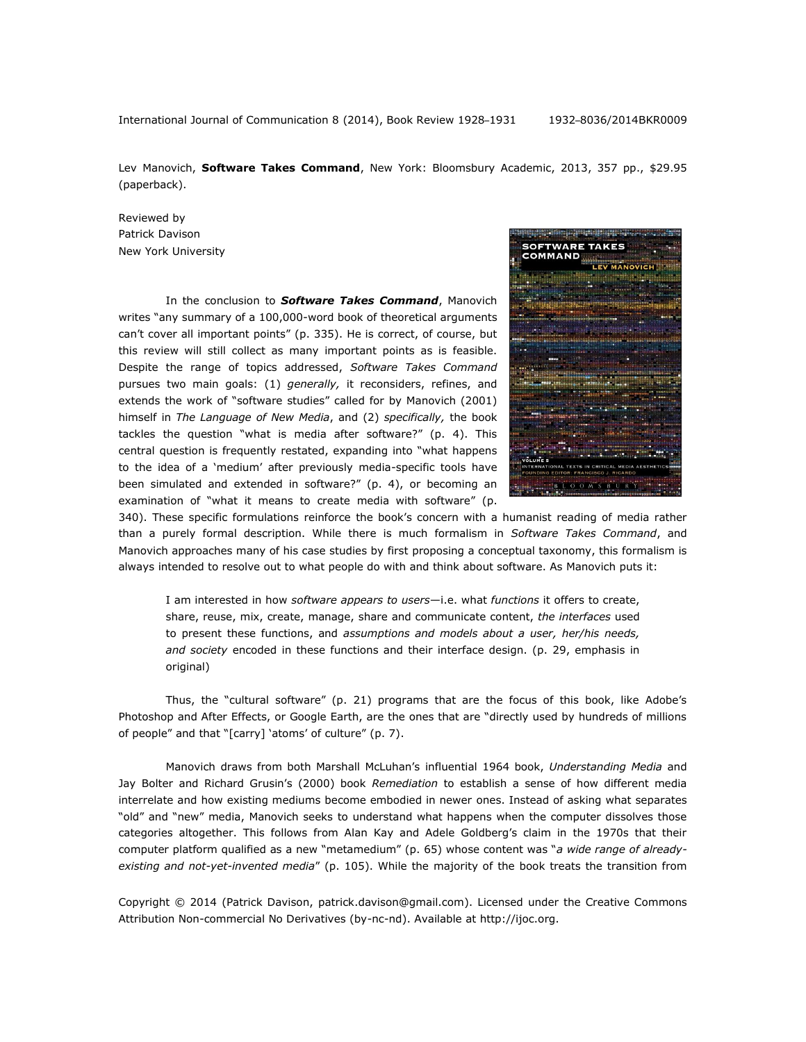Lev Manovich, **Software Takes Command**, New York: Bloomsbury Academic, 2013, 357 pp., $29.95 (paperback).

Reviewed by
Patrick Davison
New York University

In the conclusion to ***Software Takes Command***, Manovich writes "any summary of a 100,000-word book of theoretical arguments can't cover all important points" (p. 335). He is correct, of course, but this review will still collect as many important points as is feasible. Despite the range of topics addressed, *Software Takes Command* pursues two main goals: (1) *generally,* it reconsiders, refines, and extends the work of "software studies" called for by Manovich (2001) himself in *The Language of New Media*, and (2) *specifically,* the book tackles the question "what is media after software?" (p. 4). This central question is frequently restated, expanding into "what happens to the idea of a 'medium' after previously media-specific tools have been simulated and extended in software?" (p. 4), or becoming an examination of "what it means to create media with software" (p. 340). These specific formulations reinforce the book's concern with a humanist reading of media rather than a purely formal description. While there is much formalism in *Software Takes Command*, and Manovich approaches many of his case studies by first proposing a conceptual taxonomy, this formalism is always intended to resolve out to what people do with and think about software. As Manovich puts it:

> I am interested in how *software appears to users*—i.e. what *functions* it offers to create, share, reuse, mix, create, manage, share and communicate content, *the interfaces* used to present these functions, and *assumptions and models about a user, her/his needs, and society* encoded in these functions and their interface design. (p. 29, emphasis in original)

Thus, the "cultural software" (p. 21) programs that are the focus of this book, like Adobe's Photoshop and After Effects, or Google Earth, are the ones that are "directly used by hundreds of millions of people" and that "[carry] 'atoms' of culture" (p. 7).

Manovich draws from both Marshall McLuhan's influential 1964 book, *Understanding Media* and Jay Bolter and Richard Grusin's (2000) book *Remediation* to establish a sense of how different media interrelate and how existing mediums become embodied in newer ones. Instead of asking what separates "old" and "new" media, Manovich seeks to understand what happens when the computer dissolves those categories altogether. This follows from Alan Kay and Adele Goldberg's claim in the 1970s that their computer platform qualified as a new "metamedium" (p. 65) whose content was "*a wide range of already-existing and not-yet-invented media*" (p. 105). While the majority of the book treats the transition from

Copyright © 2014 (Patrick Davison, patrick.davison@gmail.com). Licensed under the Creative Commons Attribution Non-commercial No Derivatives (by-nc-nd). Available at http://ijoc.org.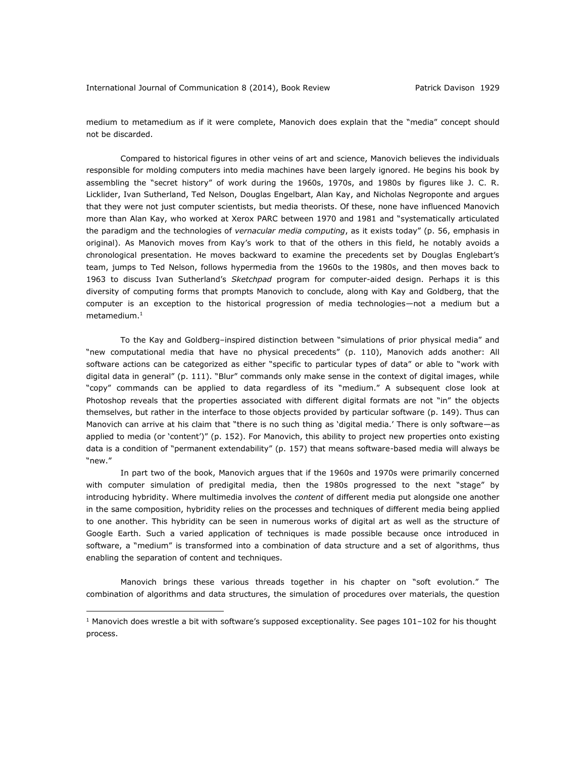medium to metamedium as if it were complete, Manovich does explain that the "media" concept should not be discarded.

Compared to historical figures in other veins of art and science, Manovich believes the individuals responsible for molding computers into media machines have been largely ignored. He begins his book by assembling the "secret history" of work during the 1960s, 1970s, and 1980s by figures like J. C. R. Licklider, Ivan Sutherland, Ted Nelson, Douglas Engelbart, Alan Kay, and Nicholas Negroponte and argues that they were not just computer scientists, but media theorists. Of these, none have influenced Manovich more than Alan Kay, who worked at Xerox PARC between 1970 and 1981 and "systematically articulated the paradigm and the technologies of *vernacular media computing*, as it exists today" (p. 56, emphasis in original). As Manovich moves from Kay's work to that of the others in this field, he notably avoids a chronological presentation. He moves backward to examine the precedents set by Douglas Englebart's team, jumps to Ted Nelson, follows hypermedia from the 1960s to the 1980s, and then moves back to 1963 to discuss Ivan Sutherland's *Sketchpad* program for computer-aided design. Perhaps it is this diversity of computing forms that prompts Manovich to conclude, along with Kay and Goldberg, that the computer is an exception to the historical progression of media technologies—not a medium but a metamedium.[1]

To the Kay and Goldberg–inspired distinction between "simulations of prior physical media" and "new computational media that have no physical precedents" (p. 110), Manovich adds another: All software actions can be categorized as either "specific to particular types of data" or able to "work with digital data in general" (p. 111). "Blur" commands only make sense in the context of digital images, while "copy" commands can be applied to data regardless of its "medium." A subsequent close look at Photoshop reveals that the properties associated with different digital formats are not "in" the objects themselves, but rather in the interface to those objects provided by particular software (p. 149). Thus can Manovich can arrive at his claim that "there is no such thing as 'digital media.' There is only software—as applied to media (or 'content')" (p. 152). For Manovich, this ability to project new properties onto existing data is a condition of "permanent extendability" (p. 157) that means software-based media will always be "new."

In part two of the book, Manovich argues that if the 1960s and 1970s were primarily concerned with computer simulation of predigital media, then the 1980s progressed to the next "stage" by introducing hybridity. Where multimedia involves the *content* of different media put alongside one another in the same composition, hybridity relies on the processes and techniques of different media being applied to one another. This hybridity can be seen in numerous works of digital art as well as the structure of Google Earth. Such a varied application of techniques is made possible because once introduced in software, a "medium" is transformed into a combination of data structure and a set of algorithms, thus enabling the separation of content and techniques.

Manovich brings these various threads together in his chapter on "soft evolution." The combination of algorithms and data structures, the simulation of procedures over materials, the question

[1] Manovich does wrestle a bit with software's supposed exceptionality. See pages 101–102 for his thought process.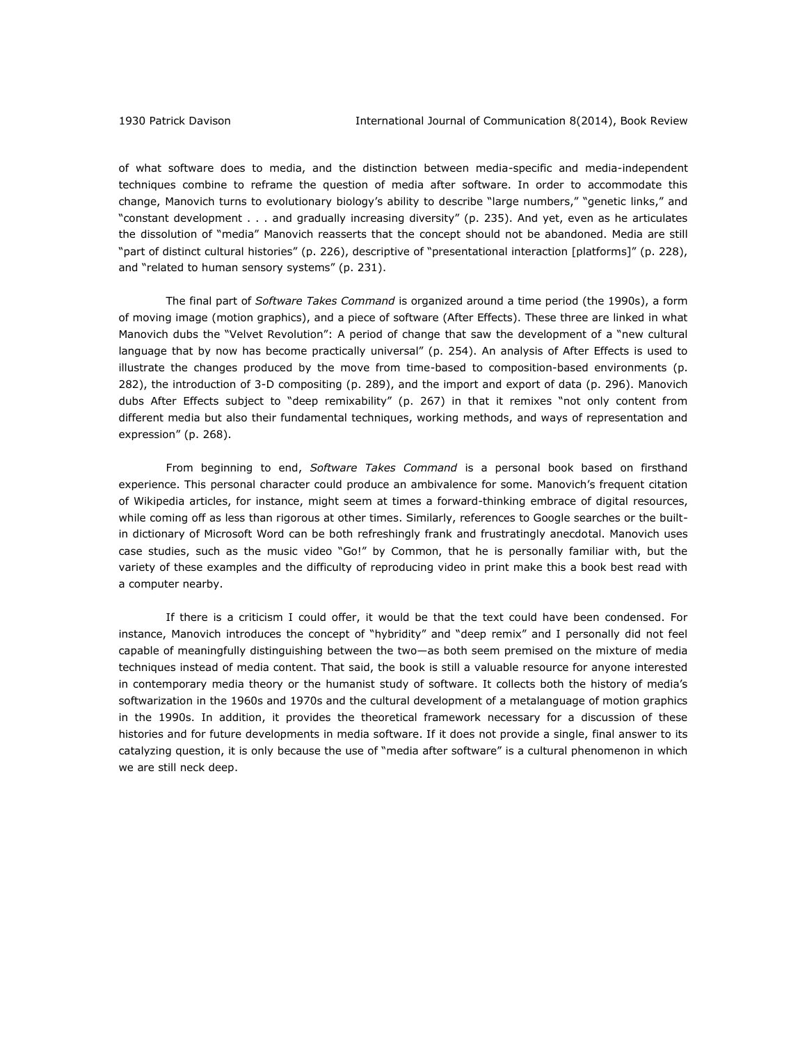of what software does to media, and the distinction between media-specific and media-independent techniques combine to reframe the question of media after software. In order to accommodate this change, Manovich turns to evolutionary biology's ability to describe "large numbers," "genetic links," and "constant development . . . and gradually increasing diversity" (p. 235). And yet, even as he articulates the dissolution of "media" Manovich reasserts that the concept should not be abandoned. Media are still "part of distinct cultural histories" (p. 226), descriptive of "presentational interaction [platforms]" (p. 228), and "related to human sensory systems" (p. 231).

The final part of *Software Takes Command* is organized around a time period (the 1990s), a form of moving image (motion graphics), and a piece of software (After Effects). These three are linked in what Manovich dubs the "Velvet Revolution": A period of change that saw the development of a "new cultural language that by now has become practically universal" (p. 254). An analysis of After Effects is used to illustrate the changes produced by the move from time-based to composition-based environments (p. 282), the introduction of 3-D compositing (p. 289), and the import and export of data (p. 296). Manovich dubs After Effects subject to "deep remixability" (p. 267) in that it remixes "not only content from different media but also their fundamental techniques, working methods, and ways of representation and expression" (p. 268).

From beginning to end, *Software Takes Command* is a personal book based on firsthand experience. This personal character could produce an ambivalence for some. Manovich's frequent citation of Wikipedia articles, for instance, might seem at times a forward-thinking embrace of digital resources, while coming off as less than rigorous at other times. Similarly, references to Google searches or the built-in dictionary of Microsoft Word can be both refreshingly frank and frustratingly anecdotal. Manovich uses case studies, such as the music video "Go!" by Common, that he is personally familiar with, but the variety of these examples and the difficulty of reproducing video in print make this a book best read with a computer nearby.

If there is a criticism I could offer, it would be that the text could have been condensed. For instance, Manovich introduces the concept of "hybridity" and "deep remix" and I personally did not feel capable of meaningfully distinguishing between the two—as both seem premised on the mixture of media techniques instead of media content. That said, the book is still a valuable resource for anyone interested in contemporary media theory or the humanist study of software. It collects both the history of media's softwarization in the 1960s and 1970s and the cultural development of a metalanguage of motion graphics in the 1990s. In addition, it provides the theoretical framework necessary for a discussion of these histories and for future developments in media software. If it does not provide a single, final answer to its catalyzing question, it is only because the use of "media after software" is a cultural phenomenon in which we are still neck deep.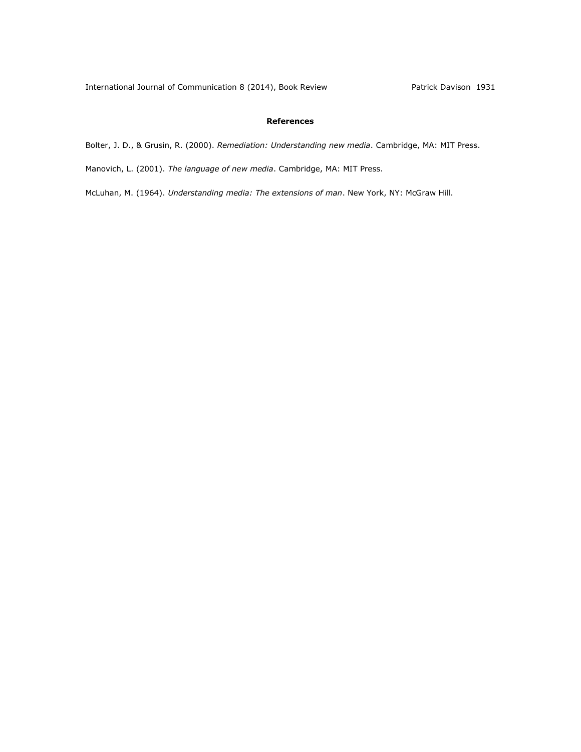## References

Bolter, J. D., & Grusin, R. (2000). *Remediation: Understanding new media*. Cambridge, MA: MIT Press.

Manovich, L. (2001). *The language of new media*. Cambridge, MA: MIT Press.

McLuhan, M. (1964). *Understanding media: The extensions of man*. New York, NY: McGraw Hill.